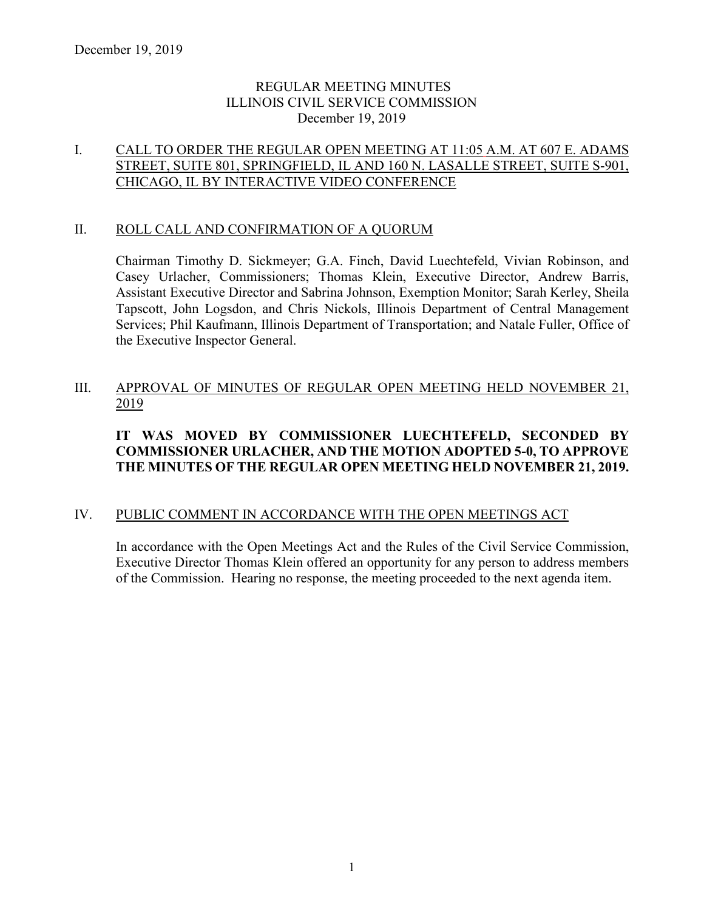December 19, 2019

# REGULAR MEETING MINUTES
# ILLINOIS CIVIL SERVICE COMMISSION
December 19, 2019

## I. CALL TO ORDER THE REGULAR OPEN MEETING AT 11:05 A.M. AT 607 E. ADAMS STREET, SUITE 801, SPRINGFIELD, IL AND 160 N. LASALLE STREET, SUITE S-901, CHICAGO, IL BY INTERACTIVE VIDEO CONFERENCE

## II. ROLL CALL AND CONFIRMATION OF A QUORUM

Chairman Timothy D. Sickmeyer; G.A. Finch, David Luechtefeld, Vivian Robinson, and Casey Urlacher, Commissioners; Thomas Klein, Executive Director, Andrew Barris, Assistant Executive Director and Sabrina Johnson, Exemption Monitor; Sarah Kerley, Sheila Tapscott, John Logsdon, and Chris Nickols, Illinois Department of Central Management Services; Phil Kaufmann, Illinois Department of Transportation; and Natale Fuller, Office of the Executive Inspector General.

## III. APPROVAL OF MINUTES OF REGULAR OPEN MEETING HELD NOVEMBER 21, 2019

**IT WAS MOVED BY COMMISSIONER LUECHTEFELD, SECONDED BY COMMISSIONER URLACHER, AND THE MOTION ADOPTED 5-0, TO APPROVE THE MINUTES OF THE REGULAR OPEN MEETING HELD NOVEMBER 21, 2019.**

## IV. PUBLIC COMMENT IN ACCORDANCE WITH THE OPEN MEETINGS ACT

In accordance with the Open Meetings Act and the Rules of the Civil Service Commission, Executive Director Thomas Klein offered an opportunity for any person to address members of the Commission. Hearing no response, the meeting proceeded to the next agenda item.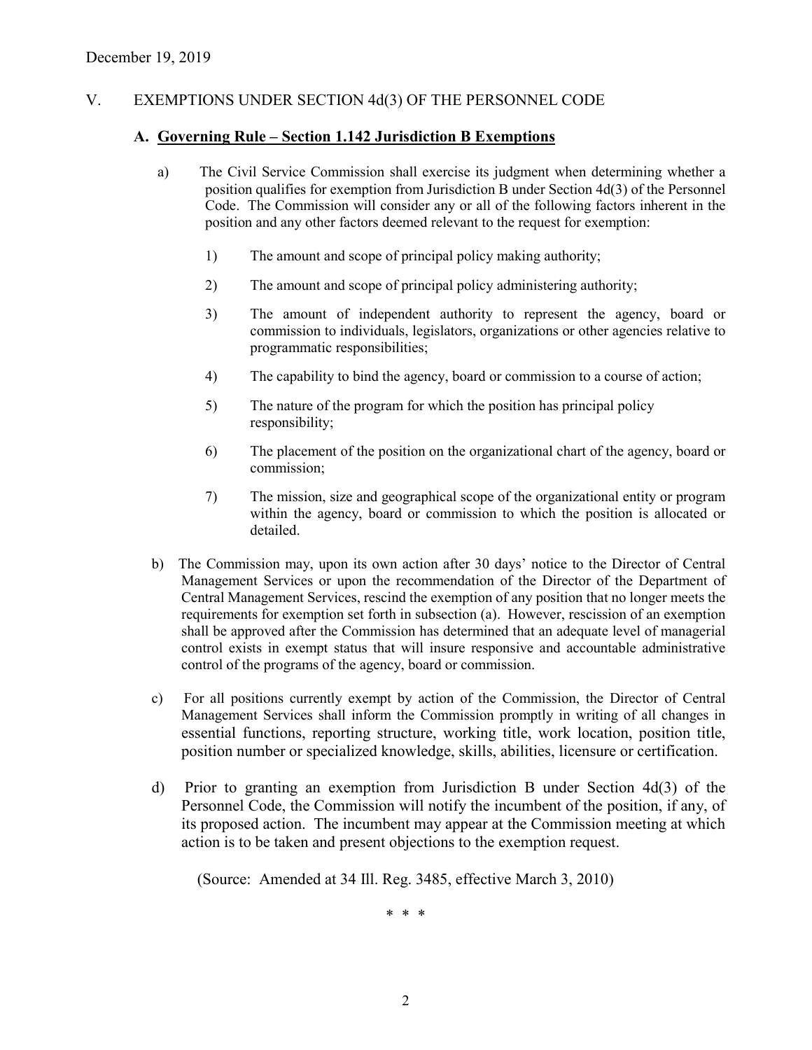December 19, 2019

## V. EXEMPTIONS UNDER SECTION 4d(3) OF THE PERSONNEL CODE

### A. Governing Rule – Section 1.142 Jurisdiction B Exemptions

a) The Civil Service Commission shall exercise its judgment when determining whether a position qualifies for exemption from Jurisdiction B under Section 4d(3) of the Personnel Code. The Commission will consider any or all of the following factors inherent in the position and any other factors deemed relevant to the request for exemption:

1) The amount and scope of principal policy making authority;

2) The amount and scope of principal policy administering authority;

3) The amount of independent authority to represent the agency, board or commission to individuals, legislators, organizations or other agencies relative to programmatic responsibilities;

4) The capability to bind the agency, board or commission to a course of action;

5) The nature of the program for which the position has principal policy responsibility;

6) The placement of the position on the organizational chart of the agency, board or commission;

7) The mission, size and geographical scope of the organizational entity or program within the agency, board or commission to which the position is allocated or detailed.

b) The Commission may, upon its own action after 30 days' notice to the Director of Central Management Services or upon the recommendation of the Director of the Department of Central Management Services, rescind the exemption of any position that no longer meets the requirements for exemption set forth in subsection (a). However, rescission of an exemption shall be approved after the Commission has determined that an adequate level of managerial control exists in exempt status that will insure responsive and accountable administrative control of the programs of the agency, board or commission.

c) For all positions currently exempt by action of the Commission, the Director of Central Management Services shall inform the Commission promptly in writing of all changes in essential functions, reporting structure, working title, work location, position title, position number or specialized knowledge, skills, abilities, licensure or certification.

d) Prior to granting an exemption from Jurisdiction B under Section 4d(3) of the Personnel Code, the Commission will notify the incumbent of the position, if any, of its proposed action. The incumbent may appear at the Commission meeting at which action is to be taken and present objections to the exemption request.

(Source: Amended at 34 Ill. Reg. 3485, effective March 3, 2010)

\* \* \*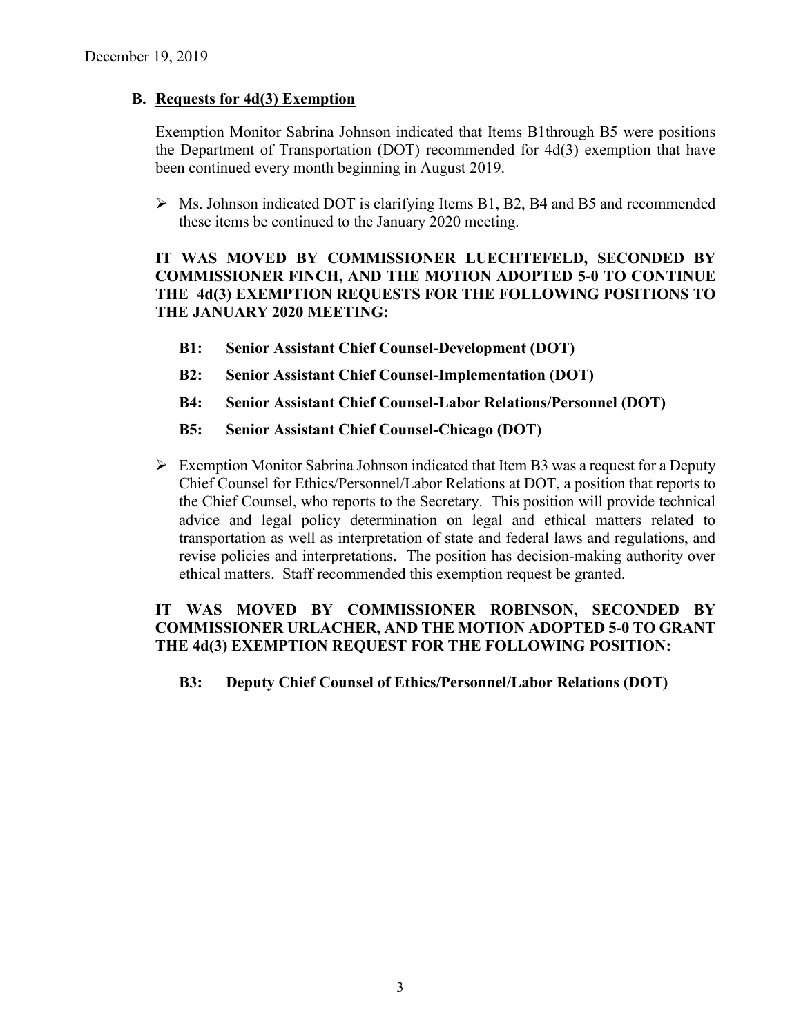December 19, 2019

**B. Requests for 4d(3) Exemption**

Exemption Monitor Sabrina Johnson indicated that Items B1through B5 were positions the Department of Transportation (DOT) recommended for 4d(3) exemption that have been continued every month beginning in August 2019.

- Ms. Johnson indicated DOT is clarifying Items B1, B2, B4 and B5 and recommended these items be continued to the January 2020 meeting.

**IT WAS MOVED BY COMMISSIONER LUECHTEFELD, SECONDED BY COMMISSIONER FINCH, AND THE MOTION ADOPTED 5-0 TO CONTINUE THE 4d(3) EXEMPTION REQUESTS FOR THE FOLLOWING POSITIONS TO THE JANUARY 2020 MEETING:**

**B1: Senior Assistant Chief Counsel-Development (DOT)**

**B2: Senior Assistant Chief Counsel-Implementation (DOT)**

**B4: Senior Assistant Chief Counsel-Labor Relations/Personnel (DOT)**

**B5: Senior Assistant Chief Counsel-Chicago (DOT)**

- Exemption Monitor Sabrina Johnson indicated that Item B3 was a request for a Deputy Chief Counsel for Ethics/Personnel/Labor Relations at DOT, a position that reports to the Chief Counsel, who reports to the Secretary. This position will provide technical advice and legal policy determination on legal and ethical matters related to transportation as well as interpretation of state and federal laws and regulations, and revise policies and interpretations. The position has decision-making authority over ethical matters. Staff recommended this exemption request be granted.

**IT WAS MOVED BY COMMISSIONER ROBINSON, SECONDED BY COMMISSIONER URLACHER, AND THE MOTION ADOPTED 5-0 TO GRANT THE 4d(3) EXEMPTION REQUEST FOR THE FOLLOWING POSITION:**

**B3: Deputy Chief Counsel of Ethics/Personnel/Labor Relations (DOT)**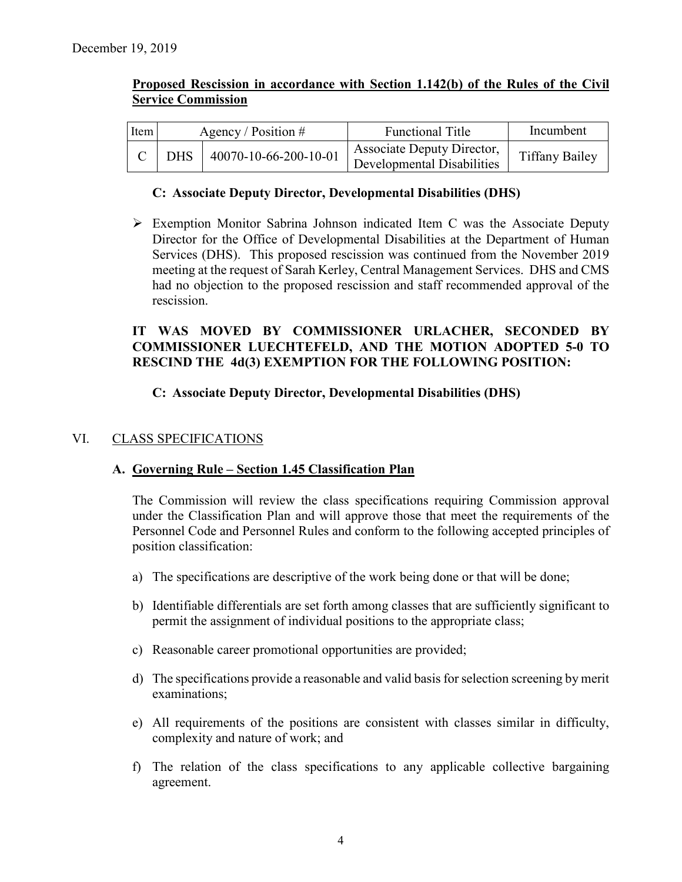December 19, 2019

**Proposed Rescission in accordance with Section 1.142(b) of the Rules of the Civil Service Commission**

| Item | Agency / Position # | | Functional Title | Incumbent |
|---|---|---|---|---|
| C | DHS | 40070-10-66-200-10-01 | Associate Deputy Director, Developmental Disabilities | Tiffany Bailey |

**C: Associate Deputy Director, Developmental Disabilities (DHS)**

- Exemption Monitor Sabrina Johnson indicated Item C was the Associate Deputy Director for the Office of Developmental Disabilities at the Department of Human Services (DHS). This proposed rescission was continued from the November 2019 meeting at the request of Sarah Kerley, Central Management Services. DHS and CMS had no objection to the proposed rescission and staff recommended approval of the rescission.

**IT WAS MOVED BY COMMISSIONER URLACHER, SECONDED BY COMMISSIONER LUECHTEFELD, AND THE MOTION ADOPTED 5-0 TO RESCIND THE 4d(3) EXEMPTION FOR THE FOLLOWING POSITION:**

**C: Associate Deputy Director, Developmental Disabilities (DHS)**

## VI. CLASS SPECIFICATIONS

### A. Governing Rule – Section 1.45 Classification Plan

The Commission will review the class specifications requiring Commission approval under the Classification Plan and will approve those that meet the requirements of the Personnel Code and Personnel Rules and conform to the following accepted principles of position classification:

a) The specifications are descriptive of the work being done or that will be done;

b) Identifiable differentials are set forth among classes that are sufficiently significant to permit the assignment of individual positions to the appropriate class;

c) Reasonable career promotional opportunities are provided;

d) The specifications provide a reasonable and valid basis for selection screening by merit examinations;

e) All requirements of the positions are consistent with classes similar in difficulty, complexity and nature of work; and

f) The relation of the class specifications to any applicable collective bargaining agreement.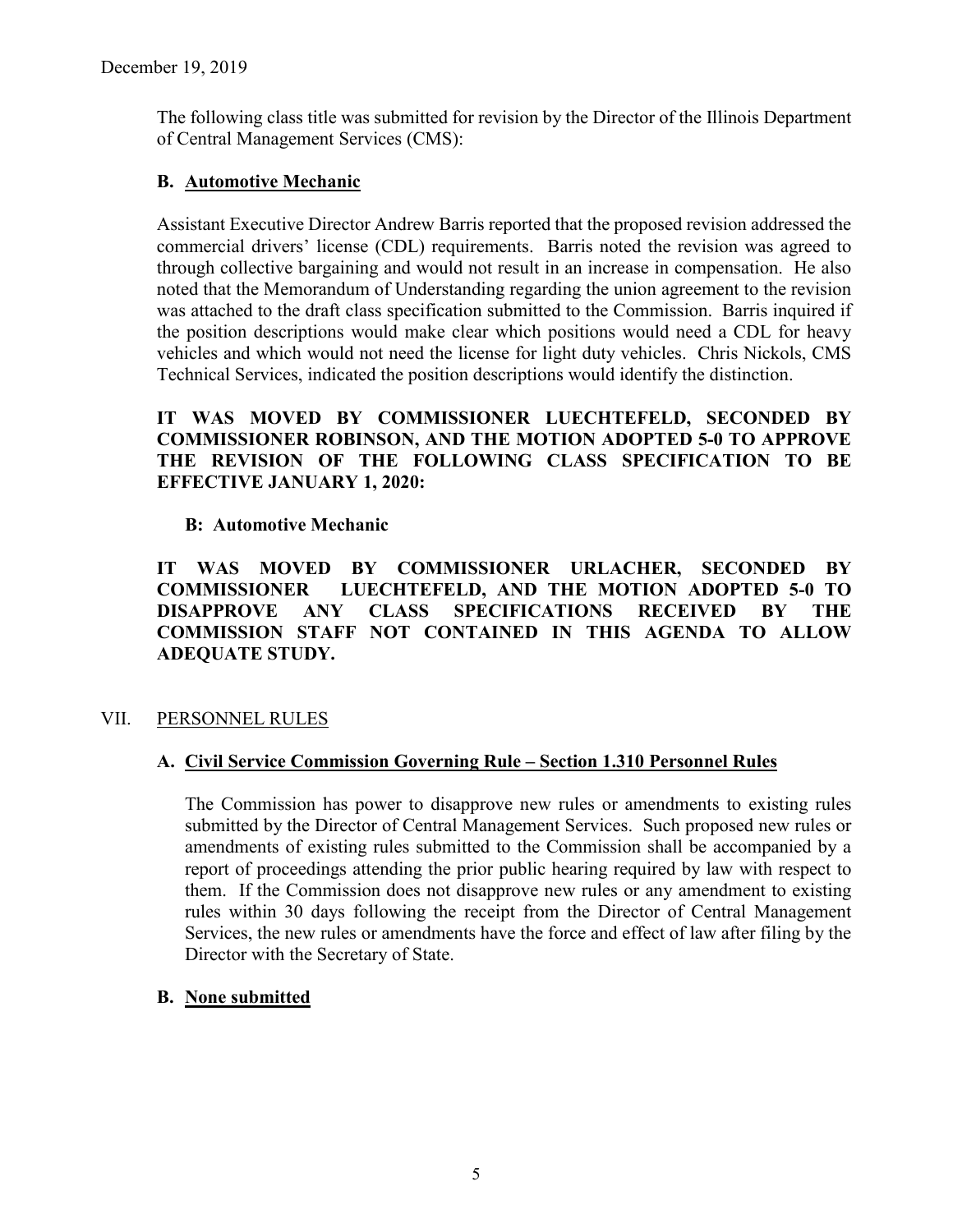December 19, 2019

The following class title was submitted for revision by the Director of the Illinois Department of Central Management Services (CMS):

**B. Automotive Mechanic**

Assistant Executive Director Andrew Barris reported that the proposed revision addressed the commercial drivers' license (CDL) requirements. Barris noted the revision was agreed to through collective bargaining and would not result in an increase in compensation. He also noted that the Memorandum of Understanding regarding the union agreement to the revision was attached to the draft class specification submitted to the Commission. Barris inquired if the position descriptions would make clear which positions would need a CDL for heavy vehicles and which would not need the license for light duty vehicles. Chris Nickols, CMS Technical Services, indicated the position descriptions would identify the distinction.

**IT WAS MOVED BY COMMISSIONER LUECHTEFELD, SECONDED BY COMMISSIONER ROBINSON, AND THE MOTION ADOPTED 5-0 TO APPROVE THE REVISION OF THE FOLLOWING CLASS SPECIFICATION TO BE EFFECTIVE JANUARY 1, 2020:**

**B: Automotive Mechanic**

**IT WAS MOVED BY COMMISSIONER URLACHER, SECONDED BY COMMISSIONER LUECHTEFELD, AND THE MOTION ADOPTED 5-0 TO DISAPPROVE ANY CLASS SPECIFICATIONS RECEIVED BY THE COMMISSION STAFF NOT CONTAINED IN THIS AGENDA TO ALLOW ADEQUATE STUDY.**

## VII. PERSONNEL RULES

### A. Civil Service Commission Governing Rule – Section 1.310 Personnel Rules

The Commission has power to disapprove new rules or amendments to existing rules submitted by the Director of Central Management Services. Such proposed new rules or amendments of existing rules submitted to the Commission shall be accompanied by a report of proceedings attending the prior public hearing required by law with respect to them. If the Commission does not disapprove new rules or any amendment to existing rules within 30 days following the receipt from the Director of Central Management Services, the new rules or amendments have the force and effect of law after filing by the Director with the Secretary of State.

### B. None submitted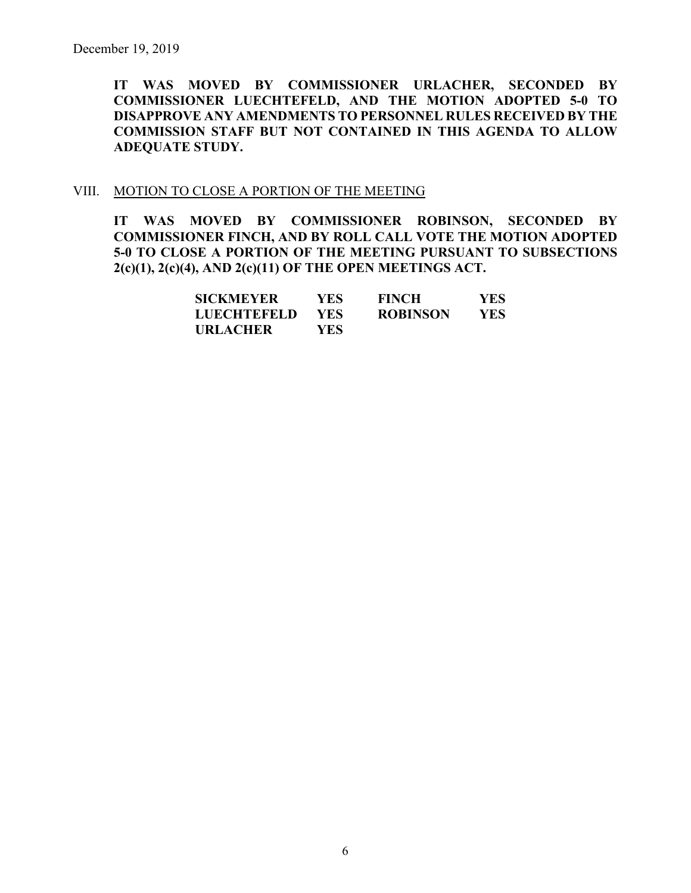December 19, 2019

**IT WAS MOVED BY COMMISSIONER URLACHER, SECONDED BY COMMISSIONER LUECHTEFELD, AND THE MOTION ADOPTED 5-0 TO DISAPPROVE ANY AMENDMENTS TO PERSONNEL RULES RECEIVED BY THE COMMISSION STAFF BUT NOT CONTAINED IN THIS AGENDA TO ALLOW ADEQUATE STUDY.**

VIII. MOTION TO CLOSE A PORTION OF THE MEETING

**IT WAS MOVED BY COMMISSIONER ROBINSON, SECONDED BY COMMISSIONER FINCH, AND BY ROLL CALL VOTE THE MOTION ADOPTED 5-0 TO CLOSE A PORTION OF THE MEETING PURSUANT TO SUBSECTIONS 2(c)(1), 2(c)(4), AND 2(c)(11) OF THE OPEN MEETINGS ACT.**

| | | | |
|---|---|---|---|
| **SICKMEYER** | **YES** | **FINCH** | **YES** |
| **LUECHTEFELD** | **YES** | **ROBINSON** | **YES** |
| **URLACHER** | **YES** | | |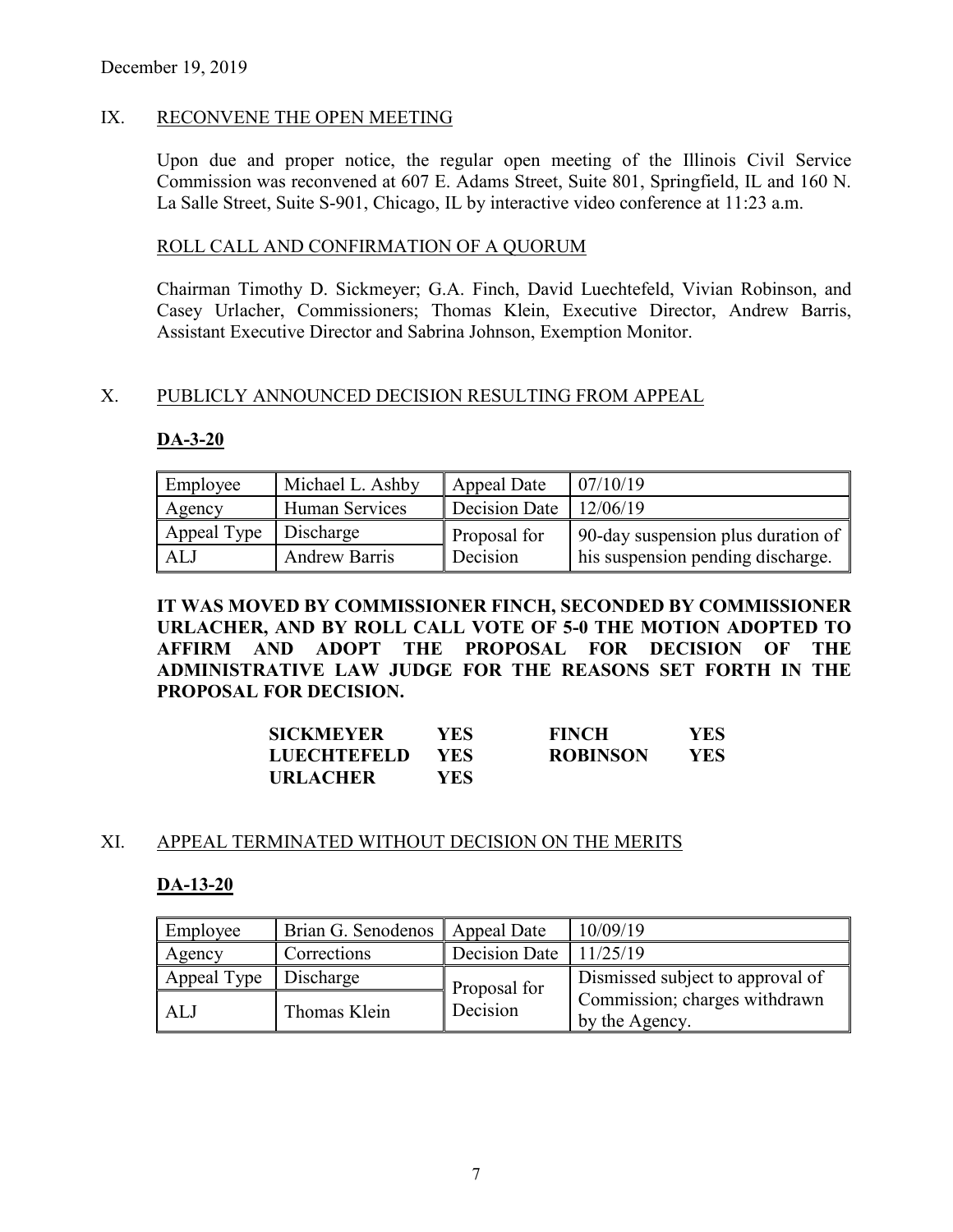December 19, 2019

## IX. RECONVENE THE OPEN MEETING

Upon due and proper notice, the regular open meeting of the Illinois Civil Service Commission was reconvened at 607 E. Adams Street, Suite 801, Springfield, IL and 160 N. La Salle Street, Suite S-901, Chicago, IL by interactive video conference at 11:23 a.m.

### ROLL CALL AND CONFIRMATION OF A QUORUM

Chairman Timothy D. Sickmeyer; G.A. Finch, David Luechtefeld, Vivian Robinson, and Casey Urlacher, Commissioners; Thomas Klein, Executive Director, Andrew Barris, Assistant Executive Director and Sabrina Johnson, Exemption Monitor.

## X. PUBLICLY ANNOUNCED DECISION RESULTING FROM APPEAL

**DA-3-20**

| Employee | Michael L. Ashby | Appeal Date | 07/10/19 |
|---|---|---|---|
| Agency | Human Services | Decision Date | 12/06/19 |
| Appeal Type | Discharge | Proposal for Decision | 90-day suspension plus duration of his suspension pending discharge. |
| ALJ | Andrew Barris | | |

**IT WAS MOVED BY COMMISSIONER FINCH, SECONDED BY COMMISSIONER URLACHER, AND BY ROLL CALL VOTE OF 5-0 THE MOTION ADOPTED TO AFFIRM AND ADOPT THE PROPOSAL FOR DECISION OF THE ADMINISTRATIVE LAW JUDGE FOR THE REASONS SET FORTH IN THE PROPOSAL FOR DECISION.**

| | | | |
|---|---|---|---|
| **SICKMEYER** | **YES** | **FINCH** | **YES** |
| **LUECHTEFELD** | **YES** | **ROBINSON** | **YES** |
| **URLACHER** | **YES** | | |

## XI. APPEAL TERMINATED WITHOUT DECISION ON THE MERITS

**DA-13-20**

| Employee | Brian G. Senodenos | Appeal Date | 10/09/19 |
|---|---|---|---|
| Agency | Corrections | Decision Date | 11/25/19 |
| Appeal Type | Discharge | Proposal for Decision | Dismissed subject to approval of Commission; charges withdrawn by the Agency. |
| ALJ | Thomas Klein | | |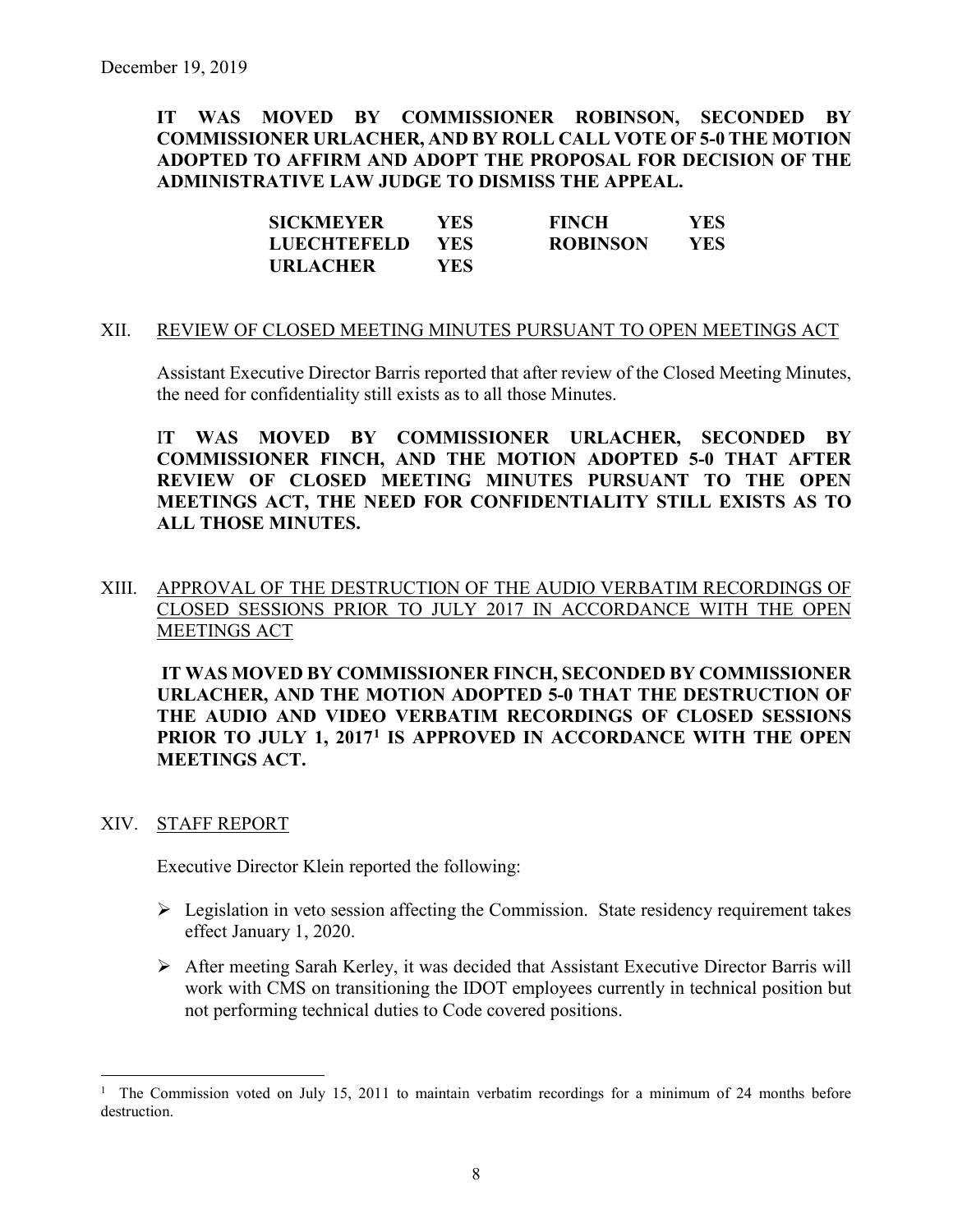December 19, 2019

**IT WAS MOVED BY COMMISSIONER ROBINSON, SECONDED BY COMMISSIONER URLACHER, AND BY ROLL CALL VOTE OF 5-0 THE MOTION ADOPTED TO AFFIRM AND ADOPT THE PROPOSAL FOR DECISION OF THE ADMINISTRATIVE LAW JUDGE TO DISMISS THE APPEAL.**

| | | | |
|---|---|---|---|
| **SICKMEYER** | **YES** | **FINCH** | **YES** |
| **LUECHTEFELD** | **YES** | **ROBINSON** | **YES** |
| **URLACHER** | **YES** | | |

XII. REVIEW OF CLOSED MEETING MINUTES PURSUANT TO OPEN MEETINGS ACT

Assistant Executive Director Barris reported that after review of the Closed Meeting Minutes, the need for confidentiality still exists as to all those Minutes.

**IT WAS MOVED BY COMMISSIONER URLACHER, SECONDED BY COMMISSIONER FINCH, AND THE MOTION ADOPTED 5-0 THAT AFTER REVIEW OF CLOSED MEETING MINUTES PURSUANT TO THE OPEN MEETINGS ACT, THE NEED FOR CONFIDENTIALITY STILL EXISTS AS TO ALL THOSE MINUTES.**

XIII. APPROVAL OF THE DESTRUCTION OF THE AUDIO VERBATIM RECORDINGS OF CLOSED SESSIONS PRIOR TO JULY 2017 IN ACCORDANCE WITH THE OPEN MEETINGS ACT

**IT WAS MOVED BY COMMISSIONER FINCH, SECONDED BY COMMISSIONER URLACHER, AND THE MOTION ADOPTED 5-0 THAT THE DESTRUCTION OF THE AUDIO AND VIDEO VERBATIM RECORDINGS OF CLOSED SESSIONS PRIOR TO JULY 1, 2017[1] IS APPROVED IN ACCORDANCE WITH THE OPEN MEETINGS ACT.**

XIV. STAFF REPORT

Executive Director Klein reported the following:

- Legislation in veto session affecting the Commission. State residency requirement takes effect January 1, 2020.
- After meeting Sarah Kerley, it was decided that Assistant Executive Director Barris will work with CMS on transitioning the IDOT employees currently in technical position but not performing technical duties to Code covered positions.

[1] The Commission voted on July 15, 2011 to maintain verbatim recordings for a minimum of 24 months before destruction.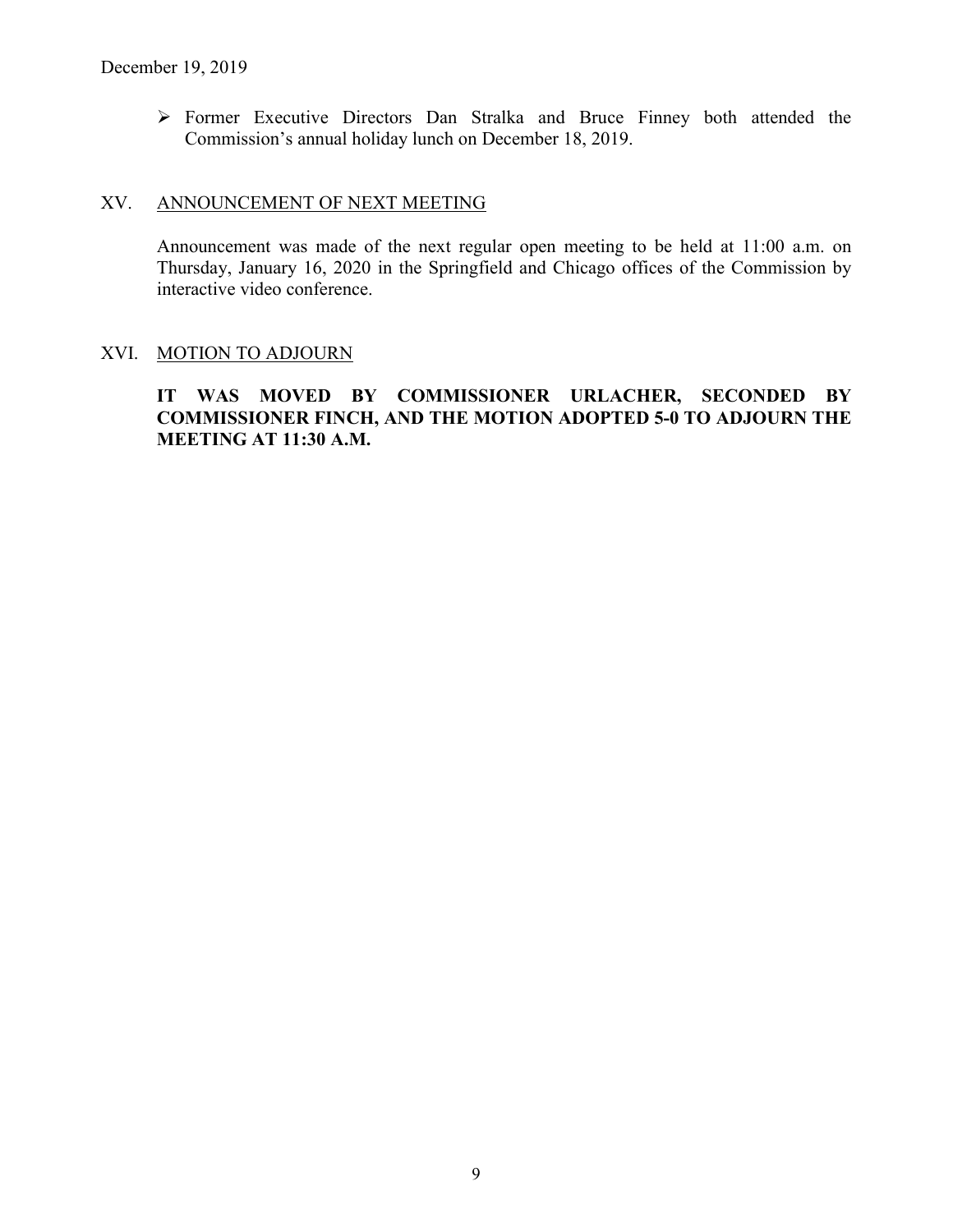- Former Executive Directors Dan Stralka and Bruce Finney both attended the Commission's annual holiday lunch on December 18, 2019.

## XV. ANNOUNCEMENT OF NEXT MEETING

Announcement was made of the next regular open meeting to be held at 11:00 a.m. on Thursday, January 16, 2020 in the Springfield and Chicago offices of the Commission by interactive video conference.

## XVI. MOTION TO ADJOURN

**IT WAS MOVED BY COMMISSIONER URLACHER, SECONDED BY COMMISSIONER FINCH, AND THE MOTION ADOPTED 5-0 TO ADJOURN THE MEETING AT 11:30 A.M.**